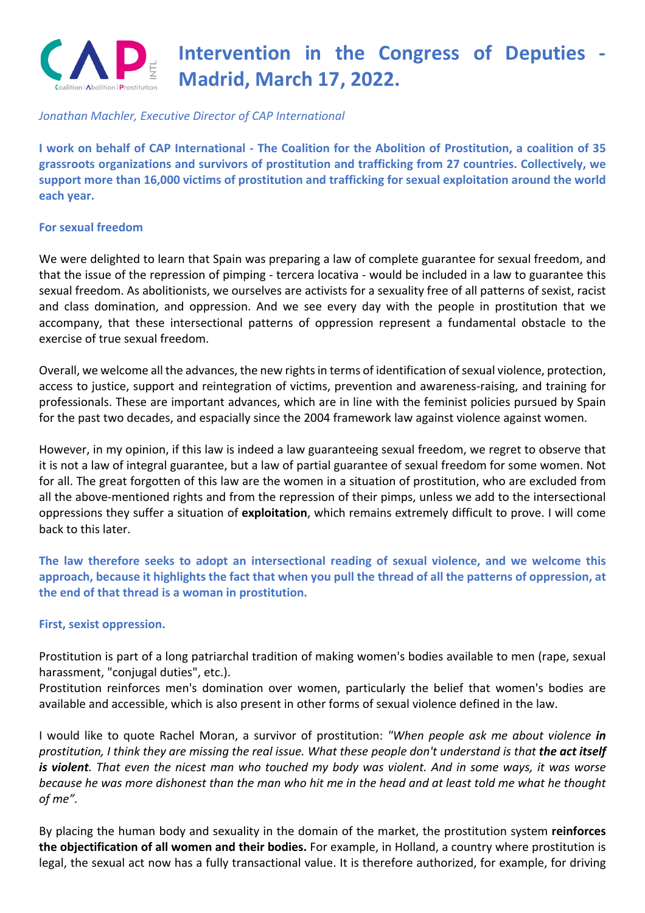# Intervention in the Congress of Deputies - Madrid, March 17, 2022.

*Jonathan Machler, Executive Director of CAP International*

**I work on behalf of CAP International - The Coalition for the Abolition of Prostitution, a coalition of 35 grassroots organizations and survivors of prostitution and trafficking from 27 countries. Collectively, we support more than 16,000 victims of prostitution and trafficking for sexual exploitation around the world each year.**

## For sexual freedom

We were delighted to learn that Spain was preparing a law of complete guarantee for sexual freedom, and that the issue of the repression of pimping - tercera locativa - would be included in a law to guarantee this sexual freedom. As abolitionists, we ourselves are activists for a sexuality free of all patterns of sexist, racist and class domination, and oppression. And we see every day with the people in prostitution that we accompany, that these intersectional patterns of oppression represent a fundamental obstacle to the exercise of true sexual freedom.

Overall, we welcome all the advances, the new rights in terms of identification of sexual violence, protection, access to justice, support and reintegration of victims, prevention and awareness-raising, and training for professionals. These are important advances, which are in line with the feminist policies pursued by Spain for the past two decades, and espacially since the 2004 framework law against violence against women.

However, in my opinion, if this law is indeed a law guaranteeing sexual freedom, we regret to observe that it is not a law of integral guarantee, but a law of partial guarantee of sexual freedom for some women. Not for all. The great forgotten of this law are the women in a situation of prostitution, who are excluded from all the above-mentioned rights and from the repression of their pimps, unless we add to the intersectional oppressions they suffer a situation of **exploitation**, which remains extremely difficult to prove. I will come back to this later.

**The law therefore seeks to adopt an intersectional reading of sexual violence, and we welcome this approach, because it highlights the fact that when you pull the thread of all the patterns of oppression, at the end of that thread is a woman in prostitution.**

## First, sexist oppression.

Prostitution is part of a long patriarchal tradition of making women's bodies available to men (rape, sexual harassment, "conjugal duties", etc.).
Prostitution reinforces men's domination over women, particularly the belief that women's bodies are available and accessible, which is also present in other forms of sexual violence defined in the law.

I would like to quote Rachel Moran, a survivor of prostitution: *"When people ask me about violence **in** prostitution, I think they are missing the real issue. What these people don't understand is that **the act itself is violent**. That even the nicest man who touched my body was violent. And in some ways, it was worse because he was more dishonest than the man who hit me in the head and at least told me what he thought of me".*

By placing the human body and sexuality in the domain of the market, the prostitution system **reinforces the objectification of all women and their bodies.** For example, in Holland, a country where prostitution is legal, the sexual act now has a fully transactional value. It is therefore authorized, for example, for driving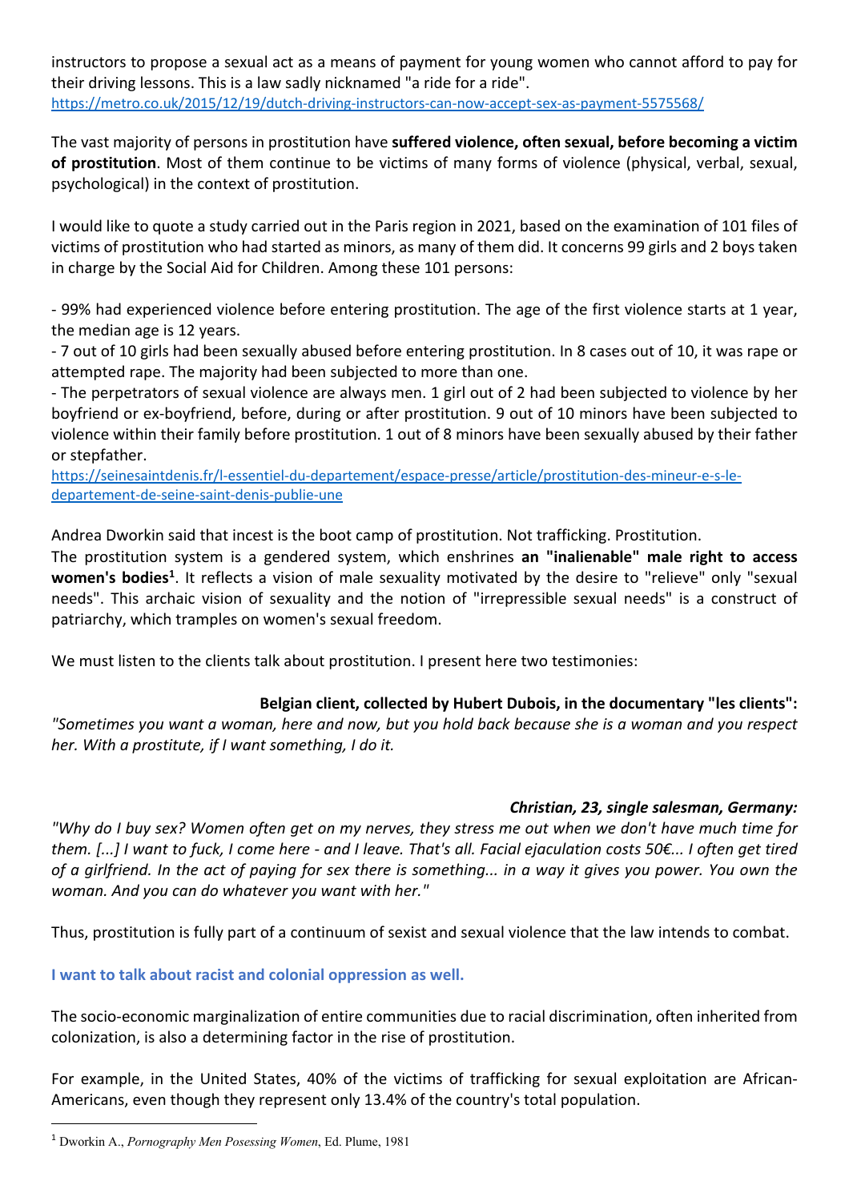instructors to propose a sexual act as a means of payment for young women who cannot afford to pay for their driving lessons. This is a law sadly nicknamed "a ride for a ride".
https://metro.co.uk/2015/12/19/dutch-driving-instructors-can-now-accept-sex-as-payment-5575568/

The vast majority of persons in prostitution have **suffered violence, often sexual, before becoming a victim of prostitution**. Most of them continue to be victims of many forms of violence (physical, verbal, sexual, psychological) in the context of prostitution.

I would like to quote a study carried out in the Paris region in 2021, based on the examination of 101 files of victims of prostitution who had started as minors, as many of them did. It concerns 99 girls and 2 boys taken in charge by the Social Aid for Children. Among these 101 persons:

- 99% had experienced violence before entering prostitution. The age of the first violence starts at 1 year, the median age is 12 years.
- 7 out of 10 girls had been sexually abused before entering prostitution. In 8 cases out of 10, it was rape or attempted rape. The majority had been subjected to more than one.
- The perpetrators of sexual violence are always men. 1 girl out of 2 had been subjected to violence by her boyfriend or ex-boyfriend, before, during or after prostitution. 9 out of 10 minors have been subjected to violence within their family before prostitution. 1 out of 8 minors have been sexually abused by their father or stepfather.

https://seinesaintdenis.fr/l-essentiel-du-departement/espace-presse/article/prostitution-des-mineur-e-s-le-departement-de-seine-saint-denis-publie-une

Andrea Dworkin said that incest is the boot camp of prostitution. Not trafficking. Prostitution.
The prostitution system is a gendered system, which enshrines **an "inalienable" male right to access women's bodies**[1]. It reflects a vision of male sexuality motivated by the desire to "relieve" only "sexual needs". This archaic vision of sexuality and the notion of "irrepressible sexual needs" is a construct of patriarchy, which tramples on women's sexual freedom.

We must listen to the clients talk about prostitution. I present here two testimonies:

**Belgian client, collected by Hubert Dubois, in the documentary "les clients":**
*"Sometimes you want a woman, here and now, but you hold back because she is a woman and you respect her. With a prostitute, if I want something, I do it.*

***Christian, 23, single salesman, Germany:***
*"Why do I buy sex? Women often get on my nerves, they stress me out when we don't have much time for them. [...] I want to fuck, I come here - and I leave. That's all. Facial ejaculation costs 50€... I often get tired of a girlfriend. In the act of paying for sex there is something... in a way it gives you power. You own the woman. And you can do whatever you want with her."*

Thus, prostitution is fully part of a continuum of sexist and sexual violence that the law intends to combat.

**I want to talk about racist and colonial oppression as well.**

The socio-economic marginalization of entire communities due to racial discrimination, often inherited from colonization, is also a determining factor in the rise of prostitution.

For example, in the United States, 40% of the victims of trafficking for sexual exploitation are African-Americans, even though they represent only 13.4% of the country's total population.

[1] Dworkin A., *Pornography Men Posessing Women*, Ed. Plume, 1981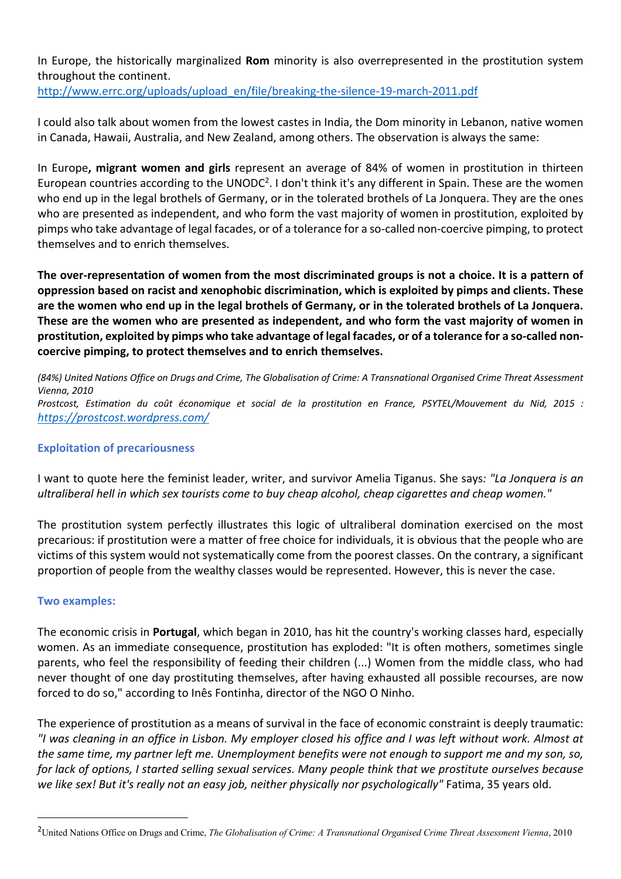In Europe, the historically marginalized **Rom** minority is also overrepresented in the prostitution system throughout the continent.
http://www.errc.org/uploads/upload_en/file/breaking-the-silence-19-march-2011.pdf

I could also talk about women from the lowest castes in India, the Dom minority in Lebanon, native women in Canada, Hawaii, Australia, and New Zealand, among others. The observation is always the same:

In Europe**, migrant women and girls** represent an average of 84% of women in prostitution in thirteen European countries according to the UNODC[2]. I don't think it's any different in Spain. These are the women who end up in the legal brothels of Germany, or in the tolerated brothels of La Jonquera. They are the ones who are presented as independent, and who form the vast majority of women in prostitution, exploited by pimps who take advantage of legal facades, or of a tolerance for a so-called non-coercive pimping, to protect themselves and to enrich themselves.

**The over-representation of women from the most discriminated groups is not a choice. It is a pattern of oppression based on racist and xenophobic discrimination, which is exploited by pimps and clients. These are the women who end up in the legal brothels of Germany, or in the tolerated brothels of La Jonquera. These are the women who are presented as independent, and who form the vast majority of women in prostitution, exploited by pimps who take advantage of legal facades, or of a tolerance for a so-called non-coercive pimping, to protect themselves and to enrich themselves.**

*(84%) United Nations Office on Drugs and Crime, The Globalisation of Crime: A Transnational Organised Crime Threat Assessment Vienna, 2010*
*Prostcost, Estimation du coût économique et social de la prostitution en France, PSYTEL/Mouvement du Nid, 2015 : https://prostcost.wordpress.com/*

### Exploitation of precariousness

I want to quote here the feminist leader, writer, and survivor Amelia Tiganus. She says*: "La Jonquera is an ultraliberal hell in which sex tourists come to buy cheap alcohol, cheap cigarettes and cheap women."*

The prostitution system perfectly illustrates this logic of ultraliberal domination exercised on the most precarious: if prostitution were a matter of free choice for individuals, it is obvious that the people who are victims of this system would not systematically come from the poorest classes. On the contrary, a significant proportion of people from the wealthy classes would be represented. However, this is never the case.

### Two examples:

The economic crisis in **Portugal**, which began in 2010, has hit the country's working classes hard, especially women. As an immediate consequence, prostitution has exploded: "It is often mothers, sometimes single parents, who feel the responsibility of feeding their children (...) Women from the middle class, who had never thought of one day prostituting themselves, after having exhausted all possible recourses, are now forced to do so," according to Inês Fontinha, director of the NGO O Ninho.

The experience of prostitution as a means of survival in the face of economic constraint is deeply traumatic: *"I was cleaning in an office in Lisbon. My employer closed his office and I was left without work. Almost at the same time, my partner left me. Unemployment benefits were not enough to support me and my son, so, for lack of options, I started selling sexual services. Many people think that we prostitute ourselves because we like sex! But it's really not an easy job, neither physically nor psychologically"* Fatima, 35 years old.

---

[2] United Nations Office on Drugs and Crime, *The Globalisation of Crime: A Transnational Organised Crime Threat Assessment Vienna*, 2010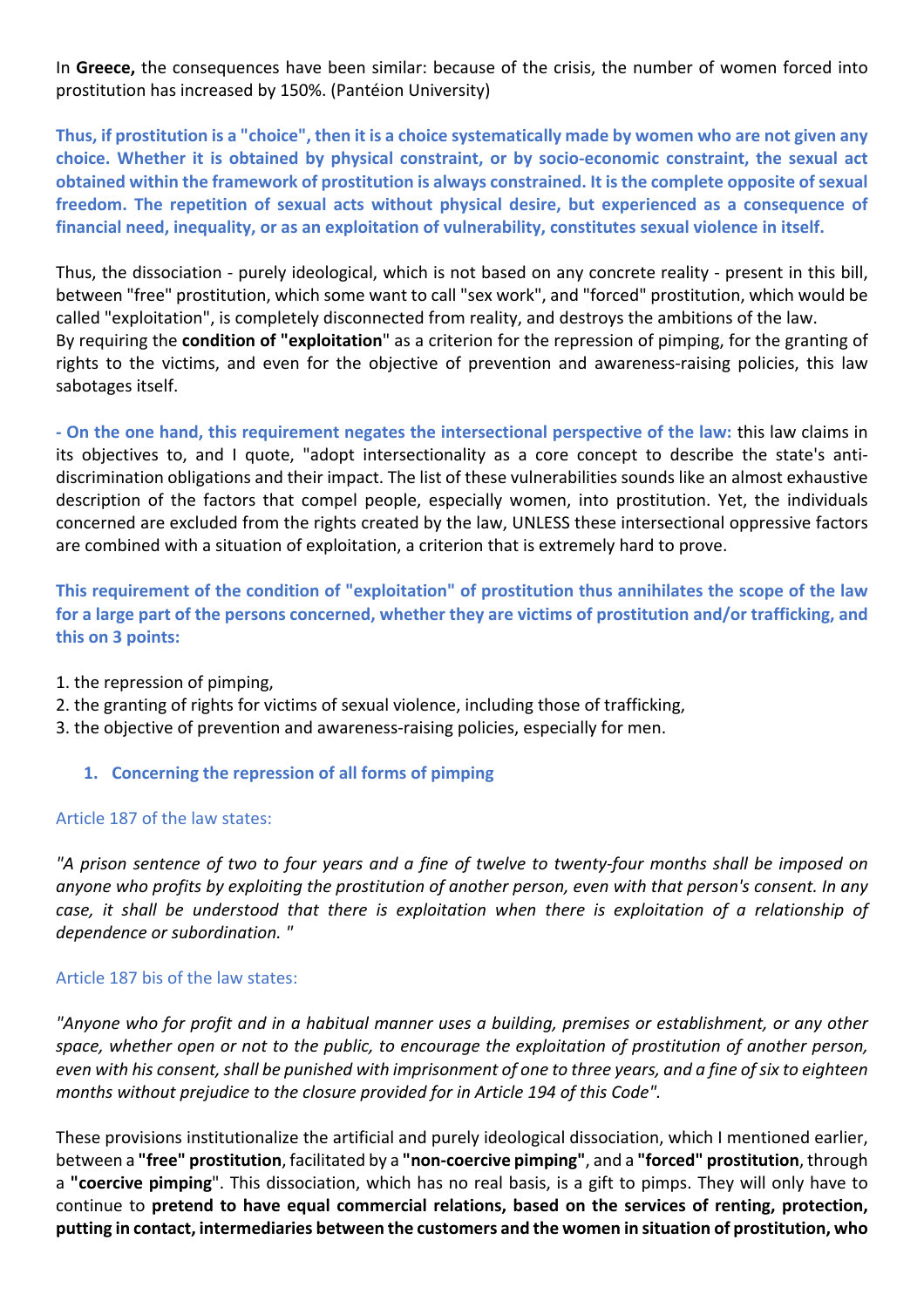In **Greece,** the consequences have been similar: because of the crisis, the number of women forced into prostitution has increased by 150%. (Pantéion University)

**Thus, if prostitution is a "choice", then it is a choice systematically made by women who are not given any choice. Whether it is obtained by physical constraint, or by socio-economic constraint, the sexual act obtained within the framework of prostitution is always constrained. It is the complete opposite of sexual freedom. The repetition of sexual acts without physical desire, but experienced as a consequence of financial need, inequality, or as an exploitation of vulnerability, constitutes sexual violence in itself.**

Thus, the dissociation - purely ideological, which is not based on any concrete reality - present in this bill, between "free" prostitution, which some want to call "sex work", and "forced" prostitution, which would be called "exploitation", is completely disconnected from reality, and destroys the ambitions of the law.
By requiring the **condition of "exploitation"** as a criterion for the repression of pimping, for the granting of rights to the victims, and even for the objective of prevention and awareness-raising policies, this law sabotages itself.

**- On the one hand, this requirement negates the intersectional perspective of the law:** this law claims in its objectives to, and I quote, "adopt intersectionality as a core concept to describe the state's anti-discrimination obligations and their impact. The list of these vulnerabilities sounds like an almost exhaustive description of the factors that compel people, especially women, into prostitution. Yet, the individuals concerned are excluded from the rights created by the law, UNLESS these intersectional oppressive factors are combined with a situation of exploitation, a criterion that is extremely hard to prove.

**This requirement of the condition of "exploitation" of prostitution thus annihilates the scope of the law for a large part of the persons concerned, whether they are victims of prostitution and/or trafficking, and this on 3 points:**

1. the repression of pimping,
2. the granting of rights for victims of sexual violence, including those of trafficking,
3. the objective of prevention and awareness-raising policies, especially for men.

### 1. Concerning the repression of all forms of pimping

Article 187 of the law states:

*"A prison sentence of two to four years and a fine of twelve to twenty-four months shall be imposed on anyone who profits by exploiting the prostitution of another person, even with that person's consent. In any case, it shall be understood that there is exploitation when there is exploitation of a relationship of dependence or subordination. "*

Article 187 bis of the law states:

*"Anyone who for profit and in a habitual manner uses a building, premises or establishment, or any other space, whether open or not to the public, to encourage the exploitation of prostitution of another person, even with his consent, shall be punished with imprisonment of one to three years, and a fine of six to eighteen months without prejudice to the closure provided for in Article 194 of this Code".*

These provisions institutionalize the artificial and purely ideological dissociation, which I mentioned earlier, between a **"free" prostitution**, facilitated by a **"non-coercive pimping"**, and a **"forced" prostitution**, through a **"coercive pimping"**. This dissociation, which has no real basis, is a gift to pimps. They will only have to continue to **pretend to have equal commercial relations, based on the services of renting, protection, putting in contact, intermediaries between the customers and the women in situation of prostitution, who**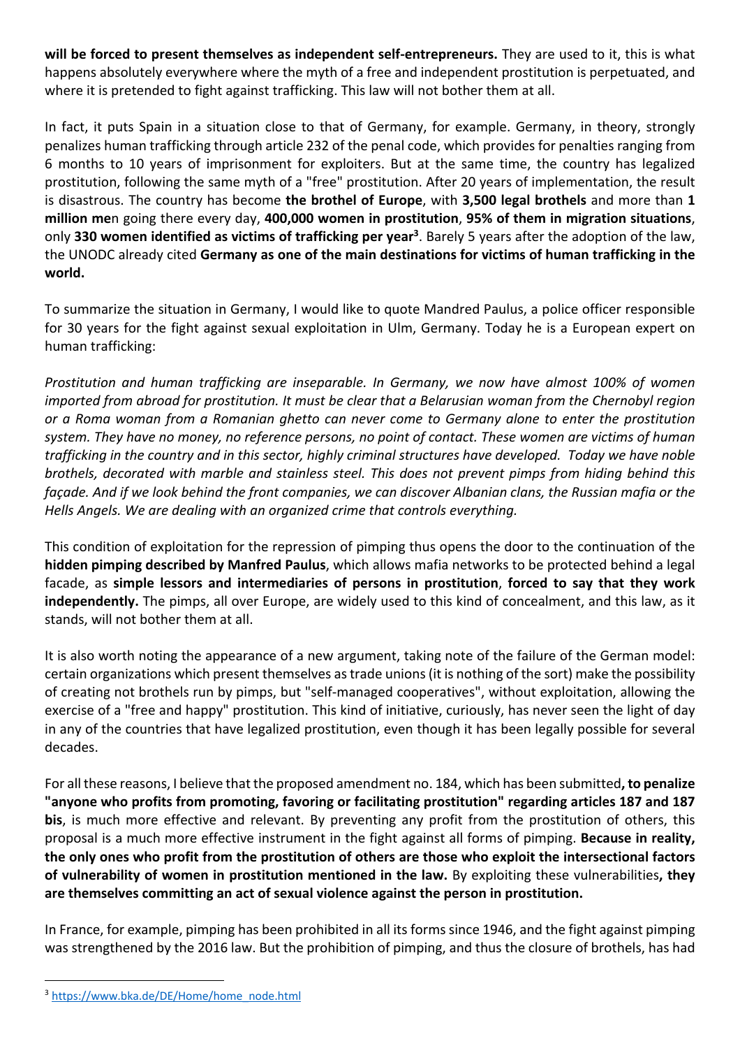**will be forced to present themselves as independent self-entrepreneurs.** They are used to it, this is what happens absolutely everywhere where the myth of a free and independent prostitution is perpetuated, and where it is pretended to fight against trafficking. This law will not bother them at all.

In fact, it puts Spain in a situation close to that of Germany, for example. Germany, in theory, strongly penalizes human trafficking through article 232 of the penal code, which provides for penalties ranging from 6 months to 10 years of imprisonment for exploiters. But at the same time, the country has legalized prostitution, following the same myth of a "free" prostitution. After 20 years of implementation, the result is disastrous. The country has become **the brothel of Europe**, with **3,500 legal brothels** and more than **1 million me**n going there every day, **400,000 women in prostitution**, **95% of them in migration situations**, only **330 women identified as victims of trafficking per year**[3]. Barely 5 years after the adoption of the law, the UNODC already cited **Germany as one of the main destinations for victims of human trafficking in the world.**

To summarize the situation in Germany, I would like to quote Mandred Paulus, a police officer responsible for 30 years for the fight against sexual exploitation in Ulm, Germany. Today he is a European expert on human trafficking:

*Prostitution and human trafficking are inseparable. In Germany, we now have almost 100% of women imported from abroad for prostitution. It must be clear that a Belarusian woman from the Chernobyl region or a Roma woman from a Romanian ghetto can never come to Germany alone to enter the prostitution system. They have no money, no reference persons, no point of contact. These women are victims of human trafficking in the country and in this sector, highly criminal structures have developed. Today we have noble brothels, decorated with marble and stainless steel. This does not prevent pimps from hiding behind this façade. And if we look behind the front companies, we can discover Albanian clans, the Russian mafia or the Hells Angels. We are dealing with an organized crime that controls everything.*

This condition of exploitation for the repression of pimping thus opens the door to the continuation of the **hidden pimping described by Manfred Paulus**, which allows mafia networks to be protected behind a legal facade, as **simple lessors and intermediaries of persons in prostitution**, **forced to say that they work independently.** The pimps, all over Europe, are widely used to this kind of concealment, and this law, as it stands, will not bother them at all.

It is also worth noting the appearance of a new argument, taking note of the failure of the German model: certain organizations which present themselves as trade unions (it is nothing of the sort) make the possibility of creating not brothels run by pimps, but "self-managed cooperatives", without exploitation, allowing the exercise of a "free and happy" prostitution. This kind of initiative, curiously, has never seen the light of day in any of the countries that have legalized prostitution, even though it has been legally possible for several decades.

For all these reasons, I believe that the proposed amendment no. 184, which has been submitted**, to penalize "anyone who profits from promoting, favoring or facilitating prostitution" regarding articles 187 and 187 bis**, is much more effective and relevant. By preventing any profit from the prostitution of others, this proposal is a much more effective instrument in the fight against all forms of pimping. **Because in reality, the only ones who profit from the prostitution of others are those who exploit the intersectional factors of vulnerability of women in prostitution mentioned in the law.** By exploiting these vulnerabilities**, they are themselves committing an act of sexual violence against the person in prostitution.**

In France, for example, pimping has been prohibited in all its forms since 1946, and the fight against pimping was strengthened by the 2016 law. But the prohibition of pimping, and thus the closure of brothels, has had

---

[3] https://www.bka.de/DE/Home/home_node.html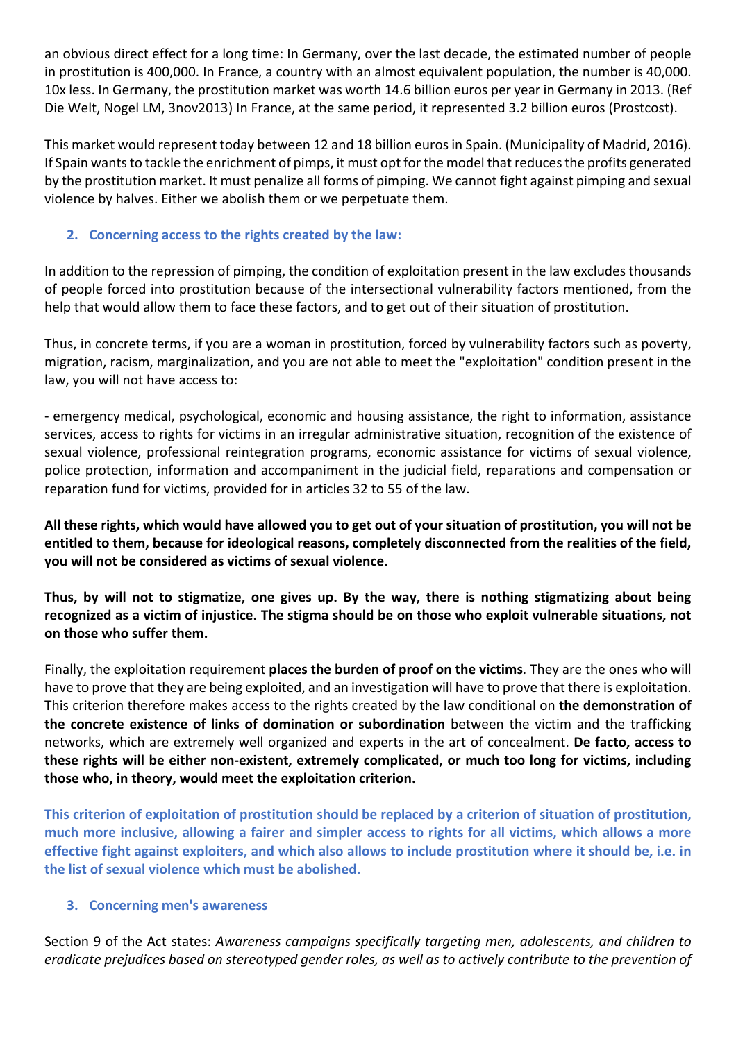an obvious direct effect for a long time: In Germany, over the last decade, the estimated number of people in prostitution is 400,000. In France, a country with an almost equivalent population, the number is 40,000. 10x less. In Germany, the prostitution market was worth 14.6 billion euros per year in Germany in 2013. (Ref Die Welt, Nogel LM, 3nov2013) In France, at the same period, it represented 3.2 billion euros (Prostcost).

This market would represent today between 12 and 18 billion euros in Spain. (Municipality of Madrid, 2016). If Spain wants to tackle the enrichment of pimps, it must opt for the model that reduces the profits generated by the prostitution market. It must penalize all forms of pimping. We cannot fight against pimping and sexual violence by halves. Either we abolish them or we perpetuate them.

2. **Concerning access to the rights created by the law:**

In addition to the repression of pimping, the condition of exploitation present in the law excludes thousands of people forced into prostitution because of the intersectional vulnerability factors mentioned, from the help that would allow them to face these factors, and to get out of their situation of prostitution.

Thus, in concrete terms, if you are a woman in prostitution, forced by vulnerability factors such as poverty, migration, racism, marginalization, and you are not able to meet the "exploitation" condition present in the law, you will not have access to:

- emergency medical, psychological, economic and housing assistance, the right to information, assistance services, access to rights for victims in an irregular administrative situation, recognition of the existence of sexual violence, professional reintegration programs, economic assistance for victims of sexual violence, police protection, information and accompaniment in the judicial field, reparations and compensation or reparation fund for victims, provided for in articles 32 to 55 of the law.

**All these rights, which would have allowed you to get out of your situation of prostitution, you will not be entitled to them, because for ideological reasons, completely disconnected from the realities of the field, you will not be considered as victims of sexual violence.**

**Thus, by will not to stigmatize, one gives up. By the way, there is nothing stigmatizing about being recognized as a victim of injustice. The stigma should be on those who exploit vulnerable situations, not on those who suffer them.**

Finally, the exploitation requirement **places the burden of proof on the victims**. They are the ones who will have to prove that they are being exploited, and an investigation will have to prove that there is exploitation. This criterion therefore makes access to the rights created by the law conditional on **the demonstration of the concrete existence of links of domination or subordination** between the victim and the trafficking networks, which are extremely well organized and experts in the art of concealment. **De facto, access to these rights will be either non-existent, extremely complicated, or much too long for victims, including those who, in theory, would meet the exploitation criterion.**

**This criterion of exploitation of prostitution should be replaced by a criterion of situation of prostitution, much more inclusive, allowing a fairer and simpler access to rights for all victims, which allows a more effective fight against exploiters, and which also allows to include prostitution where it should be, i.e. in the list of sexual violence which must be abolished.**

3. **Concerning men's awareness**

Section 9 of the Act states: *Awareness campaigns specifically targeting men, adolescents, and children to eradicate prejudices based on stereotyped gender roles, as well as to actively contribute to the prevention of*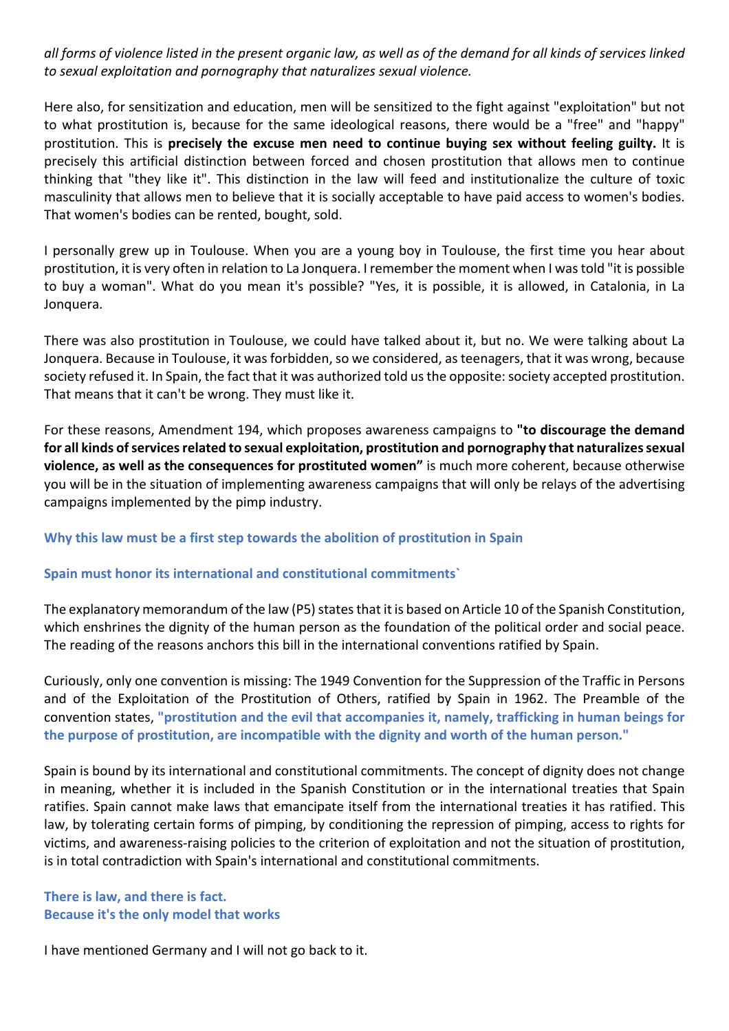*all forms of violence listed in the present organic law, as well as of the demand for all kinds of services linked to sexual exploitation and pornography that naturalizes sexual violence.*

Here also, for sensitization and education, men will be sensitized to the fight against "exploitation" but not to what prostitution is, because for the same ideological reasons, there would be a "free" and "happy" prostitution. This is **precisely the excuse men need to continue buying sex without feeling guilty.** It is precisely this artificial distinction between forced and chosen prostitution that allows men to continue thinking that "they like it". This distinction in the law will feed and institutionalize the culture of toxic masculinity that allows men to believe that it is socially acceptable to have paid access to women's bodies. That women's bodies can be rented, bought, sold.

I personally grew up in Toulouse. When you are a young boy in Toulouse, the first time you hear about prostitution, it is very often in relation to La Jonquera. I remember the moment when I was told "it is possible to buy a woman". What do you mean it's possible? "Yes, it is possible, it is allowed, in Catalonia, in La Jonquera.

There was also prostitution in Toulouse, we could have talked about it, but no. We were talking about La Jonquera. Because in Toulouse, it was forbidden, so we considered, as teenagers, that it was wrong, because society refused it. In Spain, the fact that it was authorized told us the opposite: society accepted prostitution. That means that it can't be wrong. They must like it.

For these reasons, Amendment 194, which proposes awareness campaigns to **"to discourage the demand for all kinds of services related to sexual exploitation, prostitution and pornography that naturalizes sexual violence, as well as the consequences for prostituted women"** is much more coherent, because otherwise you will be in the situation of implementing awareness campaigns that will only be relays of the advertising campaigns implemented by the pimp industry.

### Why this law must be a first step towards the abolition of prostitution in Spain

### Spain must honor its international and constitutional commitments`

The explanatory memorandum of the law (P5) states that it is based on Article 10 of the Spanish Constitution, which enshrines the dignity of the human person as the foundation of the political order and social peace. The reading of the reasons anchors this bill in the international conventions ratified by Spain.

Curiously, only one convention is missing: The 1949 Convention for the Suppression of the Traffic in Persons and of the Exploitation of the Prostitution of Others, ratified by Spain in 1962. The Preamble of the convention states, **"prostitution and the evil that accompanies it, namely, trafficking in human beings for the purpose of prostitution, are incompatible with the dignity and worth of the human person."**

Spain is bound by its international and constitutional commitments. The concept of dignity does not change in meaning, whether it is included in the Spanish Constitution or in the international treaties that Spain ratifies. Spain cannot make laws that emancipate itself from the international treaties it has ratified. This law, by tolerating certain forms of pimping, by conditioning the repression of pimping, access to rights for victims, and awareness-raising policies to the criterion of exploitation and not the situation of prostitution, is in total contradiction with Spain's international and constitutional commitments.

### There is law, and there is fact.
### Because it's the only model that works

I have mentioned Germany and I will not go back to it.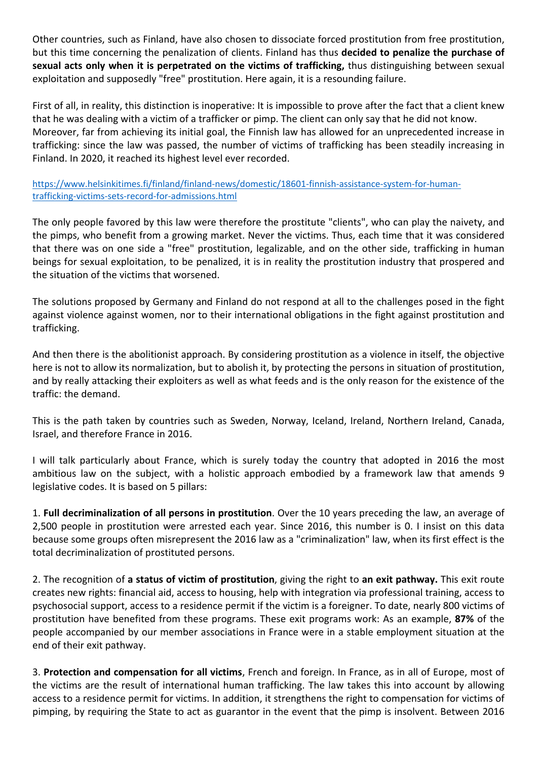Other countries, such as Finland, have also chosen to dissociate forced prostitution from free prostitution, but this time concerning the penalization of clients. Finland has thus **decided to penalize the purchase of sexual acts only when it is perpetrated on the victims of trafficking,** thus distinguishing between sexual exploitation and supposedly "free" prostitution. Here again, it is a resounding failure.

First of all, in reality, this distinction is inoperative: It is impossible to prove after the fact that a client knew that he was dealing with a victim of a trafficker or pimp. The client can only say that he did not know. Moreover, far from achieving its initial goal, the Finnish law has allowed for an unprecedented increase in trafficking: since the law was passed, the number of victims of trafficking has been steadily increasing in Finland. In 2020, it reached its highest level ever recorded.

https://www.helsinkitimes.fi/finland/finland-news/domestic/18601-finnish-assistance-system-for-human-trafficking-victims-sets-record-for-admissions.html

The only people favored by this law were therefore the prostitute "clients", who can play the naivety, and the pimps, who benefit from a growing market. Never the victims. Thus, each time that it was considered that there was on one side a "free" prostitution, legalizable, and on the other side, trafficking in human beings for sexual exploitation, to be penalized, it is in reality the prostitution industry that prospered and the situation of the victims that worsened.

The solutions proposed by Germany and Finland do not respond at all to the challenges posed in the fight against violence against women, nor to their international obligations in the fight against prostitution and trafficking.

And then there is the abolitionist approach. By considering prostitution as a violence in itself, the objective here is not to allow its normalization, but to abolish it, by protecting the persons in situation of prostitution, and by really attacking their exploiters as well as what feeds and is the only reason for the existence of the traffic: the demand.

This is the path taken by countries such as Sweden, Norway, Iceland, Ireland, Northern Ireland, Canada, Israel, and therefore France in 2016.

I will talk particularly about France, which is surely today the country that adopted in 2016 the most ambitious law on the subject, with a holistic approach embodied by a framework law that amends 9 legislative codes. It is based on 5 pillars:

1. **Full decriminalization of all persons in prostitution**. Over the 10 years preceding the law, an average of 2,500 people in prostitution were arrested each year. Since 2016, this number is 0. I insist on this data because some groups often misrepresent the 2016 law as a "criminalization" law, when its first effect is the total decriminalization of prostituted persons.

2. The recognition of **a status of victim of prostitution**, giving the right to **an exit pathway.** This exit route creates new rights: financial aid, access to housing, help with integration via professional training, access to psychosocial support, access to a residence permit if the victim is a foreigner. To date, nearly 800 victims of prostitution have benefited from these programs. These exit programs work: As an example, **87%** of the people accompanied by our member associations in France were in a stable employment situation at the end of their exit pathway.

3. **Protection and compensation for all victims**, French and foreign. In France, as in all of Europe, most of the victims are the result of international human trafficking. The law takes this into account by allowing access to a residence permit for victims. In addition, it strengthens the right to compensation for victims of pimping, by requiring the State to act as guarantor in the event that the pimp is insolvent. Between 2016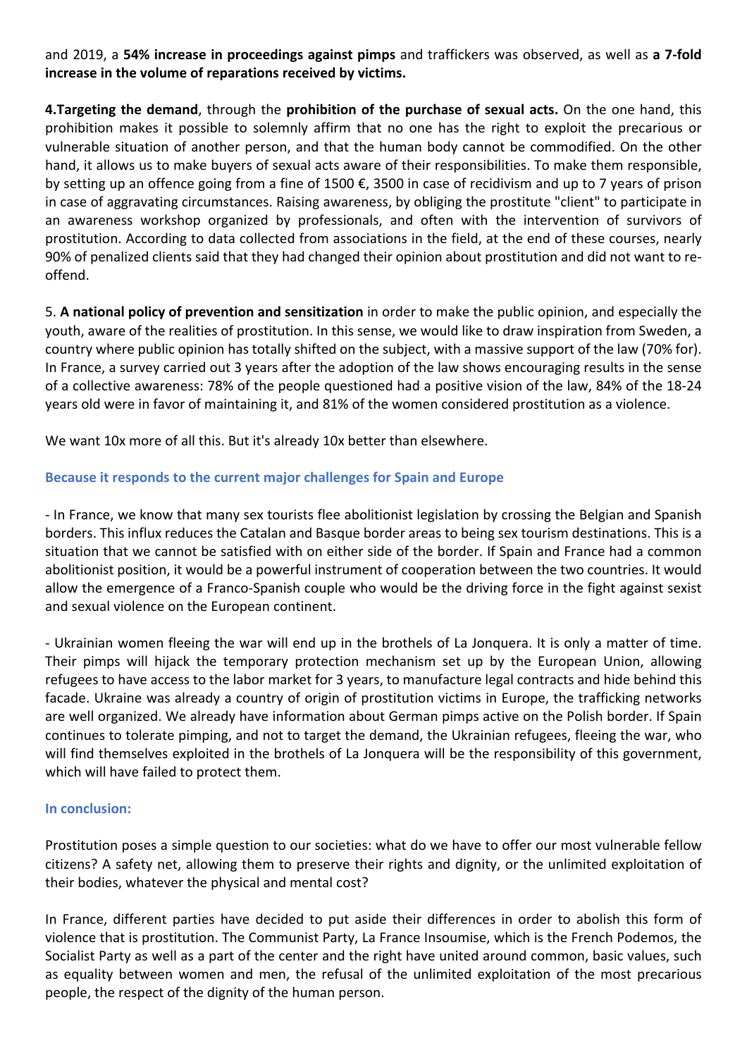and 2019, a **54% increase in proceedings against pimps** and traffickers was observed, as well as **a 7-fold increase in the volume of reparations received by victims.**

**4.Targeting the demand**, through the **prohibition of the purchase of sexual acts.** On the one hand, this prohibition makes it possible to solemnly affirm that no one has the right to exploit the precarious or vulnerable situation of another person, and that the human body cannot be commodified. On the other hand, it allows us to make buyers of sexual acts aware of their responsibilities. To make them responsible, by setting up an offence going from a fine of 1500 €, 3500 in case of recidivism and up to 7 years of prison in case of aggravating circumstances. Raising awareness, by obliging the prostitute "client" to participate in an awareness workshop organized by professionals, and often with the intervention of survivors of prostitution. According to data collected from associations in the field, at the end of these courses, nearly 90% of penalized clients said that they had changed their opinion about prostitution and did not want to re-offend.

5. **A national policy of prevention and sensitization** in order to make the public opinion, and especially the youth, aware of the realities of prostitution. In this sense, we would like to draw inspiration from Sweden, a country where public opinion has totally shifted on the subject, with a massive support of the law (70% for). In France, a survey carried out 3 years after the adoption of the law shows encouraging results in the sense of a collective awareness: 78% of the people questioned had a positive vision of the law, 84% of the 18-24 years old were in favor of maintaining it, and 81% of the women considered prostitution as a violence.

We want 10x more of all this. But it's already 10x better than elsewhere.

### Because it responds to the current major challenges for Spain and Europe

- In France, we know that many sex tourists flee abolitionist legislation by crossing the Belgian and Spanish borders. This influx reduces the Catalan and Basque border areas to being sex tourism destinations. This is a situation that we cannot be satisfied with on either side of the border. If Spain and France had a common abolitionist position, it would be a powerful instrument of cooperation between the two countries. It would allow the emergence of a Franco-Spanish couple who would be the driving force in the fight against sexist and sexual violence on the European continent.

- Ukrainian women fleeing the war will end up in the brothels of La Jonquera. It is only a matter of time. Their pimps will hijack the temporary protection mechanism set up by the European Union, allowing refugees to have access to the labor market for 3 years, to manufacture legal contracts and hide behind this facade. Ukraine was already a country of origin of prostitution victims in Europe, the trafficking networks are well organized. We already have information about German pimps active on the Polish border. If Spain continues to tolerate pimping, and not to target the demand, the Ukrainian refugees, fleeing the war, who will find themselves exploited in the brothels of La Jonquera will be the responsibility of this government, which will have failed to protect them.

### In conclusion:

Prostitution poses a simple question to our societies: what do we have to offer our most vulnerable fellow citizens? A safety net, allowing them to preserve their rights and dignity, or the unlimited exploitation of their bodies, whatever the physical and mental cost?

In France, different parties have decided to put aside their differences in order to abolish this form of violence that is prostitution. The Communist Party, La France Insoumise, which is the French Podemos, the Socialist Party as well as a part of the center and the right have united around common, basic values, such as equality between women and men, the refusal of the unlimited exploitation of the most precarious people, the respect of the dignity of the human person.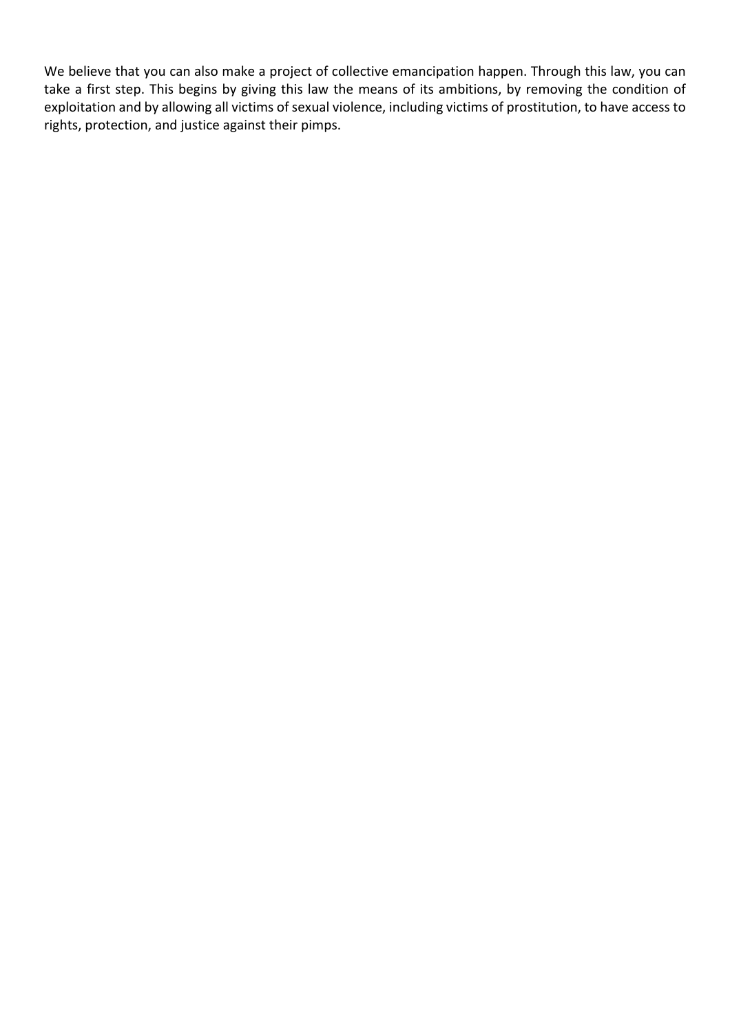We believe that you can also make a project of collective emancipation happen. Through this law, you can take a first step. This begins by giving this law the means of its ambitions, by removing the condition of exploitation and by allowing all victims of sexual violence, including victims of prostitution, to have access to rights, protection, and justice against their pimps.